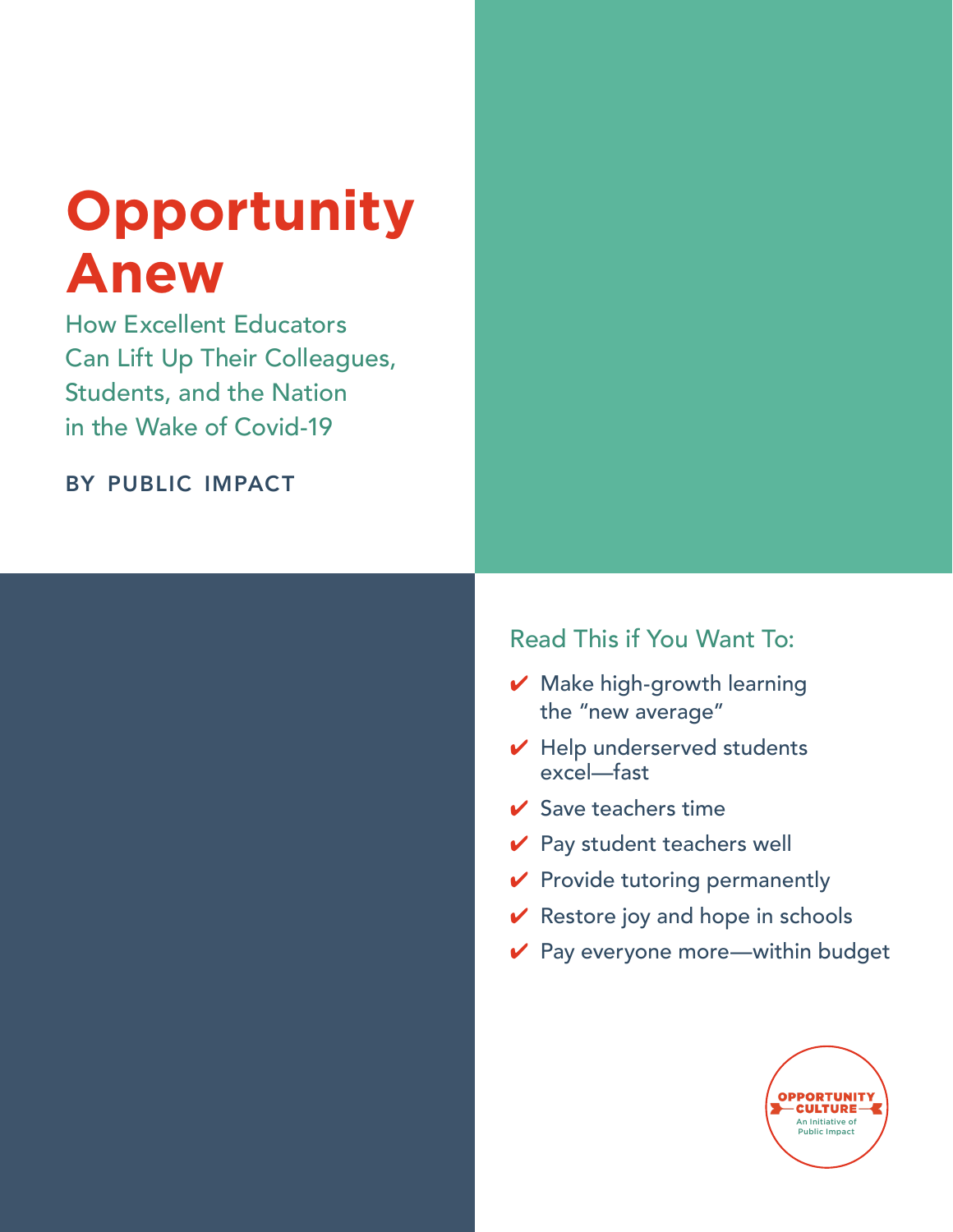# Opportunity Anew

## How Excellent Educators Can Lift Up Their Colleagues, Students, and the Nation in the Wake of Covid-19

BY PUBLIC IMPACT

### Read This if You Want To:

- ✔ Make high-growth learning the "new average"
- ✔ Help underserved students excel—fast
- ✔ Save teachers time
- ✔ Pay student teachers well
- ✔ Provide tutoring permanently
- ✔ Restore joy and hope in schools
- ✔ Pay everyone more—within budget

OPPORTUNITY CULTURE
An Initiative of Public Impact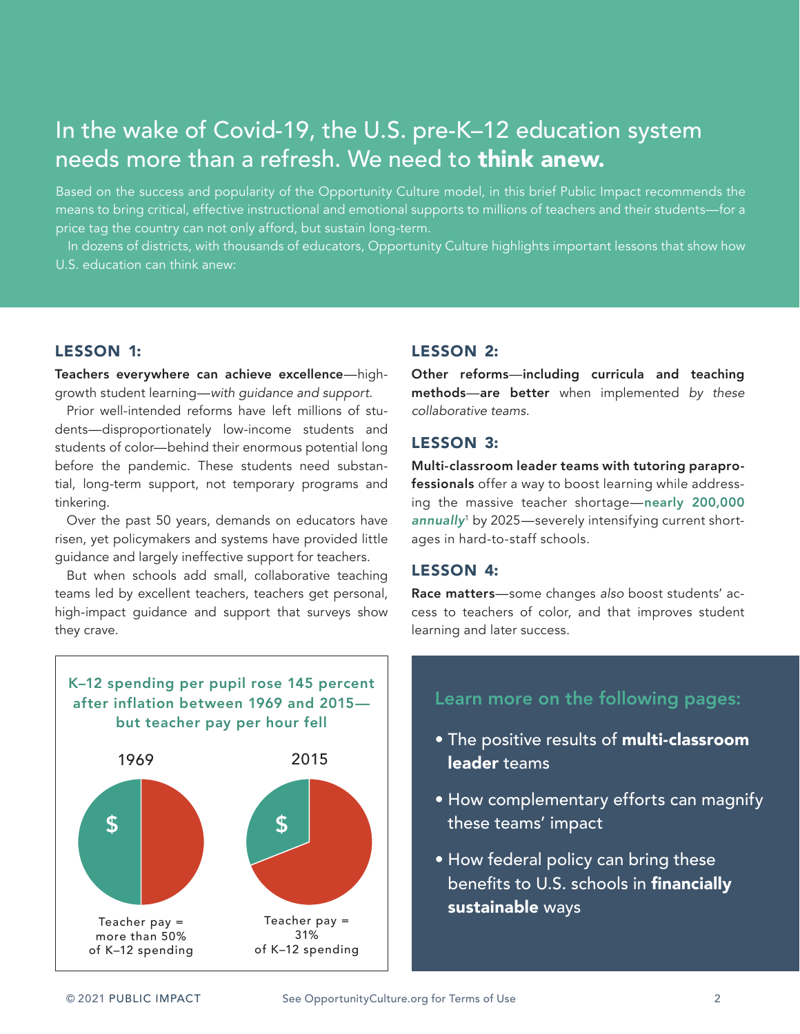# In the wake of Covid-19, the U.S. pre-K–12 education system needs more than a refresh. We need to **think anew.**

Based on the success and popularity of the Opportunity Culture model, in this brief Public Impact recommends the means to bring critical, effective instructional and emotional supports to millions of teachers and their students—for a price tag the country can not only afford, but sustain long-term.

In dozens of districts, with thousands of educators, Opportunity Culture highlights important lessons that show how U.S. education can think anew:

## LESSON 1:

**Teachers everywhere can achieve excellence**—high-growth student learning—*with guidance and support.*

Prior well-intended reforms have left millions of students—disproportionately low-income students and students of color—behind their enormous potential long before the pandemic. These students need substantial, long-term support, not temporary programs and tinkering.

Over the past 50 years, demands on educators have risen, yet policymakers and systems have provided little guidance and largely ineffective support for teachers.

But when schools add small, collaborative teaching teams led by excellent teachers, teachers get personal, high-impact guidance and support that surveys show they crave.

**K–12 spending per pupil rose 145 percent after inflation between 1969 and 2015—but teacher pay per hour fell**

| | 1969 | 2015 |
|---|---|---|
| Teacher pay | more than 50% of K–12 spending | 31% of K–12 spending |

## LESSON 2:

**Other reforms—including curricula and teaching methods—are better** when implemented *by these collaborative teams.*

## LESSON 3:

**Multi-classroom leader teams with tutoring paraprofessionals** offer a way to boost learning while addressing the massive teacher shortage—***nearly 200,000 annually***[1] by 2025—severely intensifying current shortages in hard-to-staff schools.

## LESSON 4:

**Race matters**—some changes *also* boost students' access to teachers of color, and that improves student learning and later success.

### Learn more on the following pages:

- The positive results of **multi-classroom leader** teams
- How complementary efforts can magnify these teams' impact
- How federal policy can bring these benefits to U.S. schools in **financially sustainable** ways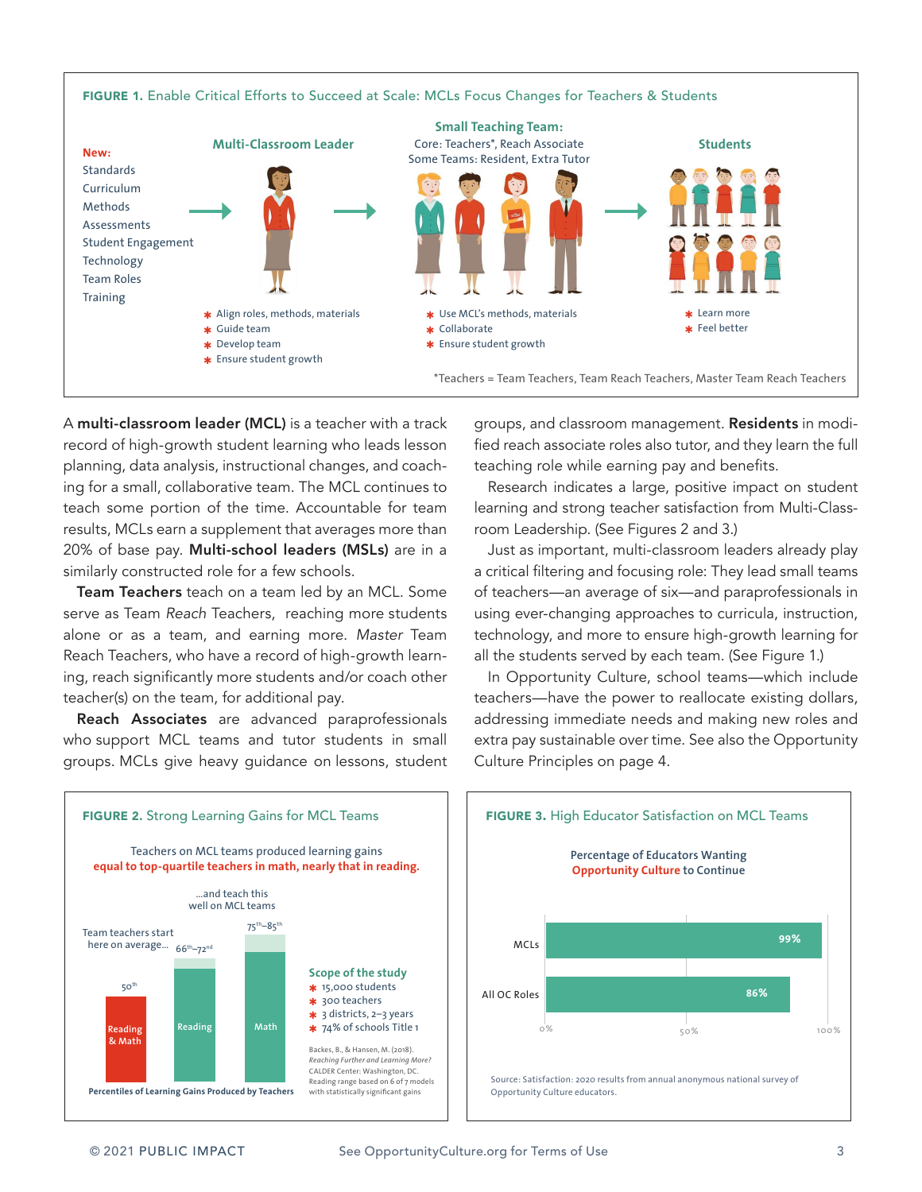**FIGURE 1.** Enable Critical Efforts to Succeed at Scale: MCLs Focus Changes for Teachers & Students

**New:**
Standards
Curriculum
Methods
Assessments
Student Engagement
Technology
Team Roles
Training

**Multi-Classroom Leader**

- Align roles, methods, materials
- Guide team
- Develop team
- Ensure student growth

**Small Teaching Team:**
Core: Teachers*, Reach Associate
Some Teams: Resident, Extra Tutor

- Use MCL's methods, materials
- Collaborate
- Ensure student growth

**Students**

- Learn more
- Feel better

*Teachers = Team Teachers, Team Reach Teachers, Master Team Reach Teachers

A **multi-classroom leader (MCL)** is a teacher with a track record of high-growth student learning who leads lesson planning, data analysis, instructional changes, and coaching for a small, collaborative team. The MCL continues to teach some portion of the time. Accountable for team results, MCLs earn a supplement that averages more than 20% of base pay. **Multi-school leaders (MSLs)** are in a similarly constructed role for a few schools.

**Team Teachers** teach on a team led by an MCL. Some serve as Team *Reach* Teachers, reaching more students alone or as a team, and earning more. *Master* Team Reach Teachers, who have a record of high-growth learning, reach significantly more students and/or coach other teacher(s) on the team, for additional pay.

**Reach Associates** are advanced paraprofessionals who support MCL teams and tutor students in small groups. MCLs give heavy guidance on lessons, student groups, and classroom management. **Residents** in modified reach associate roles also tutor, and they learn the full teaching role while earning pay and benefits.

Research indicates a large, positive impact on student learning and strong teacher satisfaction from Multi-Classroom Leadership. (See Figures 2 and 3.)

Just as important, multi-classroom leaders already play a critical filtering and focusing role: They lead small teams of teachers—an average of six—and paraprofessionals in using ever-changing approaches to curricula, instruction, technology, and more to ensure high-growth learning for all the students served by each team. (See Figure 1.)

In Opportunity Culture, school teams—which include teachers—have the power to reallocate existing dollars, addressing immediate needs and making new roles and extra pay sustainable over time. See also the Opportunity Culture Principles on page 4.

**FIGURE 2.** Strong Learning Gains for MCL Teams

Teachers on MCL teams produced learning gains **equal to top-quartile teachers in math, nearly that in reading.**

| | Team teachers start here on average... | ...and teach this well on MCL teams | |
|---|---|---|---|
| | Reading & Math | Reading | Math |
| Percentile | 50th | 66th–72nd | 75th–85th |

Percentiles of Learning Gains Produced by Teachers

**Scope of the study**

- 15,000 students
- 300 teachers
- 3 districts, 2–3 years
- 74% of schools Title 1

Backes, B., & Hansen, M. (2018). *Reaching Further and Learning More?* CALDER Center: Washington, DC. Reading range based on 6 of 7 models with statistically significant gains

**FIGURE 3.** High Educator Satisfaction on MCL Teams

Percentage of Educators Wanting **Opportunity Culture** to Continue

| Role | Percentage |
|---|---|
| MCLs | 99% |
| All OC Roles | 86% |

Source: Satisfaction: 2020 results from annual anonymous national survey of Opportunity Culture educators.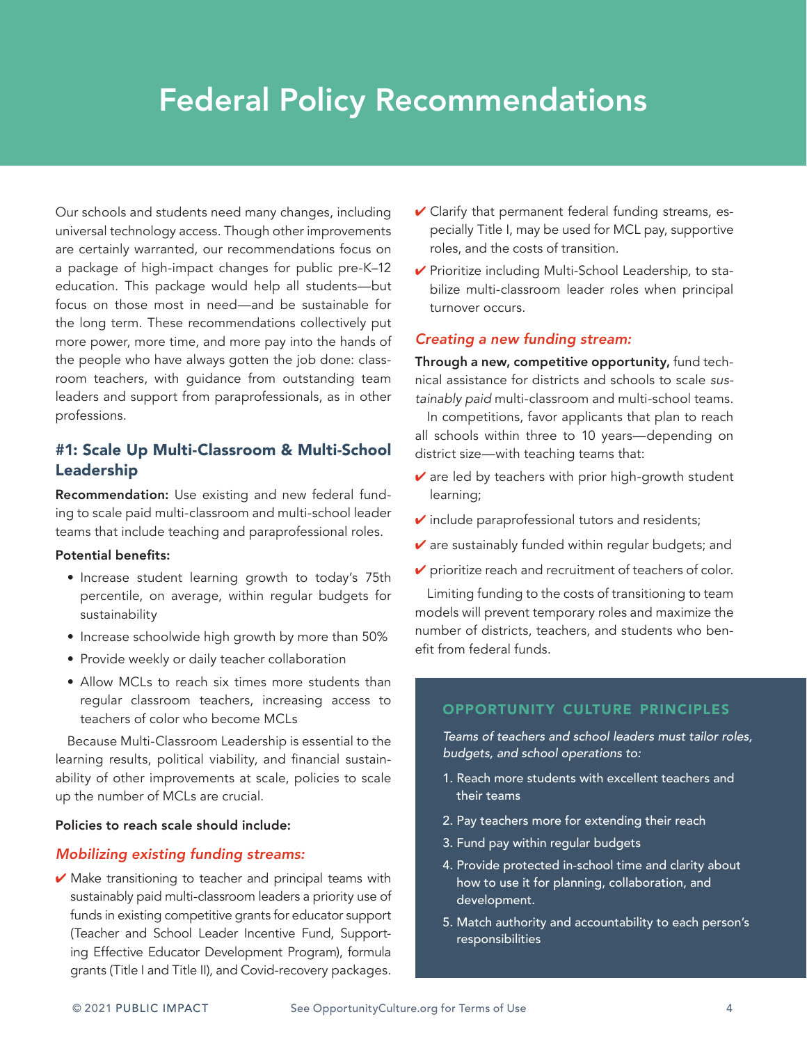# Federal Policy Recommendations

Our schools and students need many changes, including universal technology access. Though other improvements are certainly warranted, our recommendations focus on a package of high-impact changes for public pre-K–12 education. This package would help all students—but focus on those most in need—and be sustainable for the long term. These recommendations collectively put more power, more time, and more pay into the hands of the people who have always gotten the job done: classroom teachers, with guidance from outstanding team leaders and support from paraprofessionals, as in other professions.

## #1: Scale Up Multi-Classroom & Multi-School Leadership

**Recommendation:** Use existing and new federal funding to scale paid multi-classroom and multi-school leader teams that include teaching and paraprofessional roles.

**Potential benefits:**

- Increase student learning growth to today's 75th percentile, on average, within regular budgets for sustainability
- Increase schoolwide high growth by more than 50%
- Provide weekly or daily teacher collaboration
- Allow MCLs to reach six times more students than regular classroom teachers, increasing access to teachers of color who become MCLs

Because Multi-Classroom Leadership is essential to the learning results, political viability, and financial sustainability of other improvements at scale, policies to scale up the number of MCLs are crucial.

**Policies to reach scale should include:**

### *Mobilizing existing funding streams:*

- ✔ Make transitioning to teacher and principal teams with sustainably paid multi-classroom leaders a priority use of funds in existing competitive grants for educator support (Teacher and School Leader Incentive Fund, Supporting Effective Educator Development Program), formula grants (Title I and Title II), and Covid-recovery packages.
- ✔ Clarify that permanent federal funding streams, especially Title I, may be used for MCL pay, supportive roles, and the costs of transition.
- ✔ Prioritize including Multi-School Leadership, to stabilize multi-classroom leader roles when principal turnover occurs.

### *Creating a new funding stream:*

**Through a new, competitive opportunity,** fund technical assistance for districts and schools to scale *sustainably paid* multi-classroom and multi-school teams.

In competitions, favor applicants that plan to reach all schools within three to 10 years—depending on district size—with teaching teams that:

- ✔ are led by teachers with prior high-growth student learning;
- ✔ include paraprofessional tutors and residents;
- ✔ are sustainably funded within regular budgets; and
- ✔ prioritize reach and recruitment of teachers of color.

Limiting funding to the costs of transitioning to team models will prevent temporary roles and maximize the number of districts, teachers, and students who benefit from federal funds.

### OPPORTUNITY CULTURE PRINCIPLES

*Teams of teachers and school leaders must tailor roles, budgets, and school operations to:*

1. Reach more students with excellent teachers and their teams
2. Pay teachers more for extending their reach
3. Fund pay within regular budgets
4. Provide protected in-school time and clarity about how to use it for planning, collaboration, and development.
5. Match authority and accountability to each person's responsibilities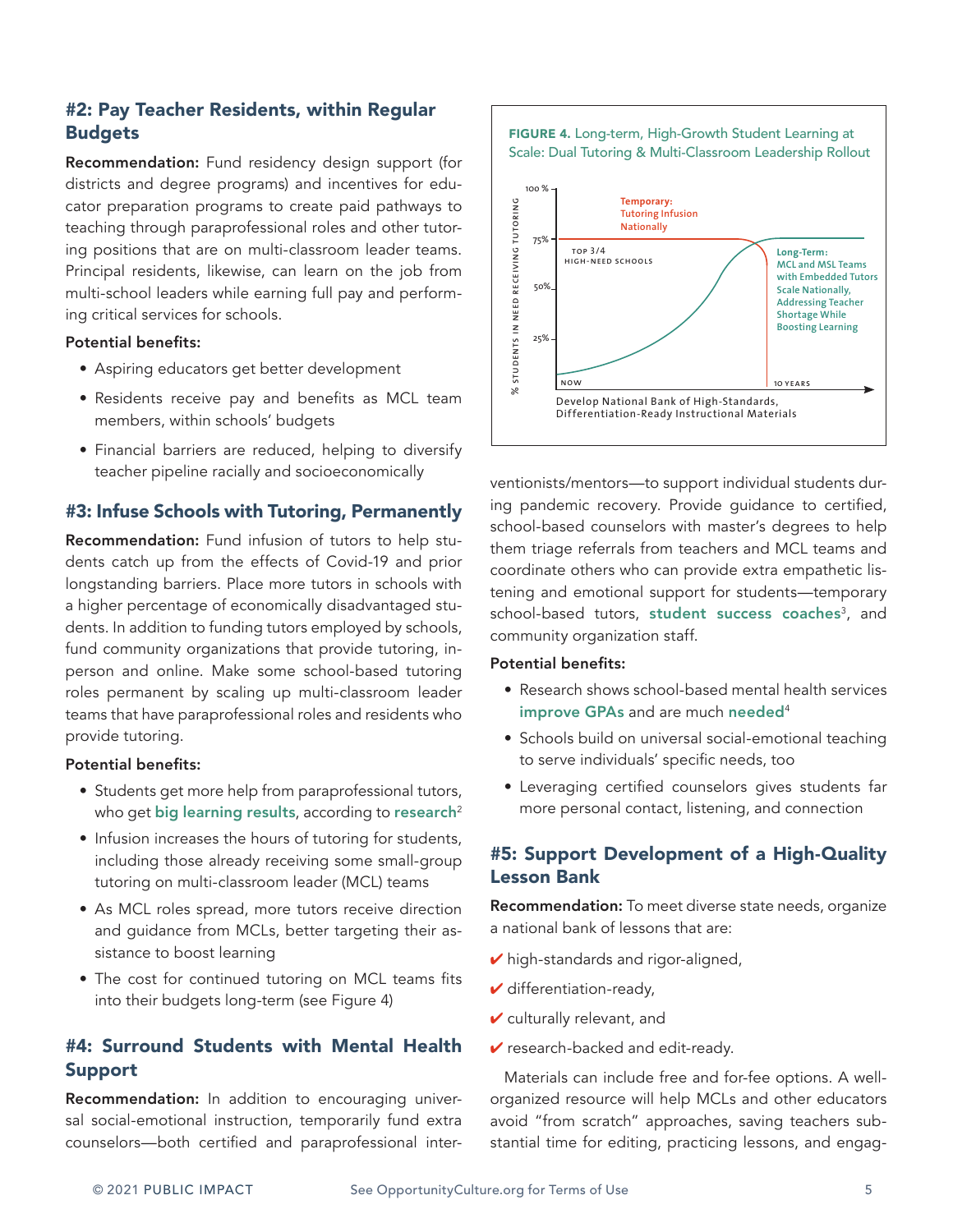## #2: Pay Teacher Residents, within Regular Budgets

**Recommendation:** Fund residency design support (for districts and degree programs) and incentives for educator preparation programs to create paid pathways to teaching through paraprofessional roles and other tutoring positions that are on multi-classroom leader teams. Principal residents, likewise, can learn on the job from multi-school leaders while earning full pay and performing critical services for schools.

**Potential benefits:**

- Aspiring educators get better development
- Residents receive pay and benefits as MCL team members, within schools' budgets
- Financial barriers are reduced, helping to diversify teacher pipeline racially and socioeconomically

## #3: Infuse Schools with Tutoring, Permanently

**Recommendation:** Fund infusion of tutors to help students catch up from the effects of Covid-19 and prior longstanding barriers. Place more tutors in schools with a higher percentage of economically disadvantaged students. In addition to funding tutors employed by schools, fund community organizations that provide tutoring, in-person and online. Make some school-based tutoring roles permanent by scaling up multi-classroom leader teams that have paraprofessional roles and residents who provide tutoring.

**Potential benefits:**

- Students get more help from paraprofessional tutors, who get big learning results, according to research[2]
- Infusion increases the hours of tutoring for students, including those already receiving some small-group tutoring on multi-classroom leader (MCL) teams
- As MCL roles spread, more tutors receive direction and guidance from MCLs, better targeting their assistance to boost learning
- The cost for continued tutoring on MCL teams fits into their budgets long-term (see Figure 4)

## #4: Surround Students with Mental Health Support

**Recommendation:** In addition to encouraging universal social-emotional instruction, temporarily fund extra counselors—both certified and paraprofessional interventionists/mentors—to support individual students during pandemic recovery. Provide guidance to certified, school-based counselors with master's degrees to help them triage referrals from teachers and MCL teams and coordinate others who can provide extra empathetic listening and emotional support for students—temporary school-based tutors, student success coaches[3], and community organization staff.

**Potential benefits:**

- Research shows school-based mental health services improve GPAs and are much needed[4]
- Schools build on universal social-emotional teaching to serve individuals' specific needs, too
- Leveraging certified counselors gives students far more personal contact, listening, and connection

**FIGURE 4.** Long-term, High-Growth Student Learning at Scale: Dual Tutoring & Multi-Classroom Leadership Rollout

(Chart: y-axis "% STUDENTS IN NEED RECEIVING TUTORING" with marks 25%, 50%, 75%, 100%; x-axis from NOW to 10 YEARS, labeled "Develop National Bank of High-Standards, Differentiation-Ready Instructional Materials". Lines labeled "Temporary: Tutoring Infusion Nationally" at 75% for "TOP 3/4 HIGH-NEED SCHOOLS", and "Long-Term: MCL and MSL Teams with Embedded Tutors Scale Nationally, Addressing Teacher Shortage While Boosting Learning".)

## #5: Support Development of a High-Quality Lesson Bank

**Recommendation:** To meet diverse state needs, organize a national bank of lessons that are:

- ✔ high-standards and rigor-aligned,
- ✔ differentiation-ready,
- ✔ culturally relevant, and
- ✔ research-backed and edit-ready.

Materials can include free and for-fee options. A well-organized resource will help MCLs and other educators avoid "from scratch" approaches, saving teachers substantial time for editing, practicing lessons, and engag-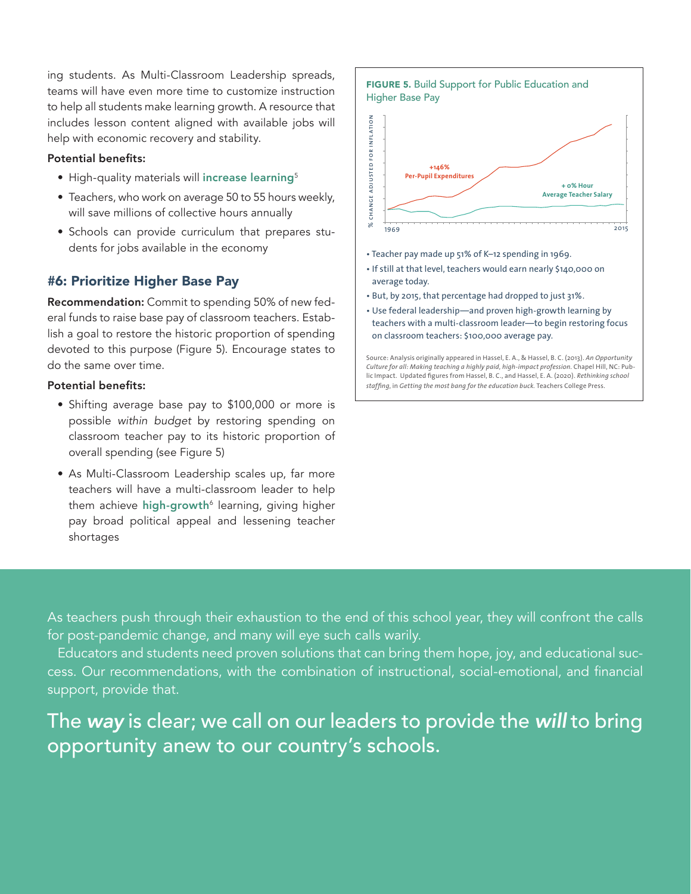ing students. As Multi-Classroom Leadership spreads, teams will have even more time to customize instruction to help all students make learning growth. A resource that includes lesson content aligned with available jobs will help with economic recovery and stability.

**Potential benefits:**

- High-quality materials will **increase learning**[5]
- Teachers, who work on average 50 to 55 hours weekly, will save millions of collective hours annually
- Schools can provide curriculum that prepares students for jobs available in the economy

## #6: Prioritize Higher Base Pay

**Recommendation:** Commit to spending 50% of new federal funds to raise base pay of classroom teachers. Establish a goal to restore the historic proportion of spending devoted to this purpose (Figure 5). Encourage states to do the same over time.

**Potential benefits:**

- Shifting average base pay to $100,000 or more is possible *within budget* by restoring spending on classroom teacher pay to its historic proportion of overall spending (see Figure 5)
- As Multi-Classroom Leadership scales up, far more teachers will have a multi-classroom leader to help them achieve **high-growth**[6] learning, giving higher pay broad political appeal and lessening teacher shortages

**FIGURE 5.** Build Support for Public Education and Higher Base Pay

% CHANGE ADJUSTED FOR INFLATION

+146% Per-Pupil Expenditures

+ 0% Hour Average Teacher Salary

1969 — 2015

- Teacher pay made up 51% of K–12 spending in 1969.
- If still at that level, teachers would earn nearly $140,000 on average today.
- But, by 2015, that percentage had dropped to just 31%.
- Use federal leadership—and proven high-growth learning by teachers with a multi-classroom leader—to begin restoring focus on classroom teachers: $100,000 average pay.

Source: Analysis originally appeared in Hassel, E. A., & Hassel, B. C. (2013). *An Opportunity Culture for all: Making teaching a highly paid, high-impact profession.* Chapel Hill, NC: Public Impact. Updated figures from Hassel, B. C., and Hassel, E. A. (2020). *Rethinking school staffing*, in *Getting the most bang for the education buck.* Teachers College Press.

As teachers push through their exhaustion to the end of this school year, they will confront the calls for post-pandemic change, and many will eye such calls warily.

Educators and students need proven solutions that can bring them hope, joy, and educational success. Our recommendations, with the combination of instructional, social-emotional, and financial support, provide that.

The ***way*** is clear; we call on our leaders to provide the ***will*** to bring opportunity anew to our country's schools.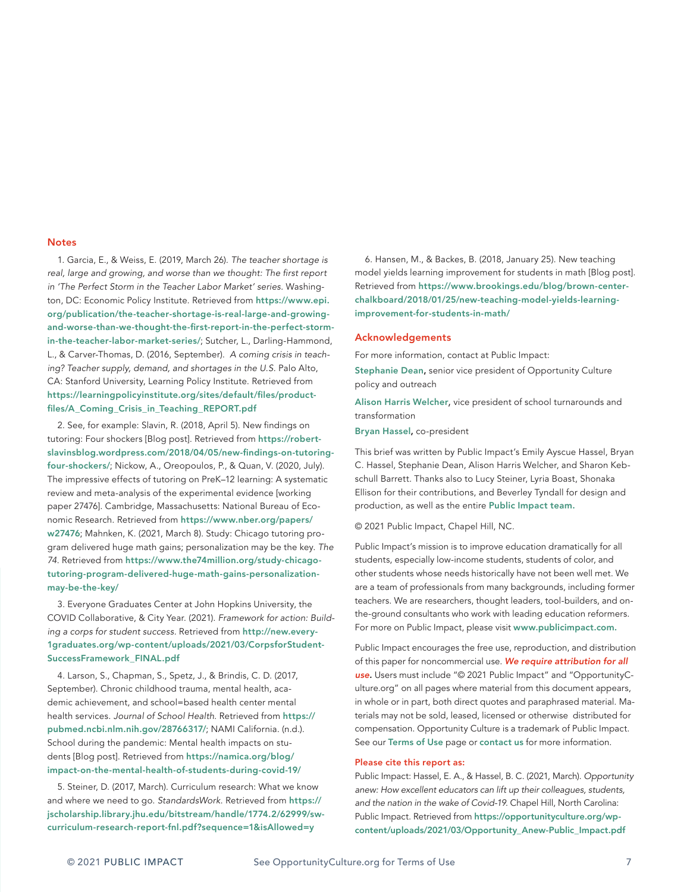## Notes

1. Garcia, E., & Weiss, E. (2019, March 26). *The teacher shortage is real, large and growing, and worse than we thought: The first report in 'The Perfect Storm in the Teacher Labor Market' series.* Washington, DC: Economic Policy Institute. Retrieved from **https://www.epi.org/publication/the-teacher-shortage-is-real-large-and-growing-and-worse-than-we-thought-the-first-report-in-the-perfect-storm-in-the-teacher-labor-market-series/**; Sutcher, L., Darling-Hammond, L., & Carver-Thomas, D. (2016, September). *A coming crisis in teaching? Teacher supply, demand, and shortages in the U.S.* Palo Alto, CA: Stanford University, Learning Policy Institute. Retrieved from **https://learningpolicyinstitute.org/sites/default/files/product-files/A_Coming_Crisis_in_Teaching_REPORT.pdf**

2. See, for example: Slavin, R. (2018, April 5). New findings on tutoring: Four shockers [Blog post]. Retrieved from **https://robertslavinsblog.wordpress.com/2018/04/05/new-findings-on-tutoring-four-shockers/**; Nickow, A., Oreopoulos, P., & Quan, V. (2020, July). The impressive effects of tutoring on PreK–12 learning: A systematic review and meta-analysis of the experimental evidence [working paper 27476]. Cambridge, Massachusetts: National Bureau of Economic Research. Retrieved from **https://www.nber.org/papers/w27476**; Mahnken, K. (2021, March 8). Study: Chicago tutoring program delivered huge math gains; personalization may be the key. *The 74.* Retrieved from **https://www.the74million.org/study-chicago-tutoring-program-delivered-huge-math-gains-personalization-may-be-the-key/**

3. Everyone Graduates Center at John Hopkins University, the COVID Collaborative, & City Year. (2021). *Framework for action: Building a corps for student success.* Retrieved from **http://new.every1graduates.org/wp-content/uploads/2021/03/CorpsforStudentSuccessFramework_FINAL.pdf**

4. Larson, S., Chapman, S., Spetz, J., & Brindis, C. D. (2017, September). Chronic childhood trauma, mental health, academic achievement, and school=based health center mental health services. *Journal of School Health.* Retrieved from **https://pubmed.ncbi.nlm.nih.gov/28766317/**; NAMI California. (n.d.). School during the pandemic: Mental health impacts on students [Blog post]. Retrieved from **https://namica.org/blog/impact-on-the-mental-health-of-students-during-covid-19/**

5. Steiner, D. (2017, March). Curriculum research: What we know and where we need to go. *StandardsWork.* Retrieved from **https://jscholarship.library.jhu.edu/bitstream/handle/1774.2/62999/sw-curriculum-research-report-fnl.pdf?sequence=1&isAllowed=y**

6. Hansen, M., & Backes, B. (2018, January 25). New teaching model yields learning improvement for students in math [Blog post]. Retrieved from **https://www.brookings.edu/blog/brown-center-chalkboard/2018/01/25/new-teaching-model-yields-learning-improvement-for-students-in-math/**

## Acknowledgements

For more information, contact at Public Impact:

**Stephanie Dean,** senior vice president of Opportunity Culture policy and outreach

**Alison Harris Welcher,** vice president of school turnarounds and transformation

**Bryan Hassel,** co-president

This brief was written by Public Impact's Emily Ayscue Hassel, Bryan C. Hassel, Stephanie Dean, Alison Harris Welcher, and Sharon Kebschull Barrett. Thanks also to Lucy Steiner, Lyria Boast, Shonaka Ellison for their contributions, and Beverley Tyndall for design and production, as well as the entire **Public Impact team.**

© 2021 Public Impact, Chapel Hill, NC.

Public Impact's mission is to improve education dramatically for all students, especially low-income students, students of color, and other students whose needs historically have not been well met. We are a team of professionals from many backgrounds, including former teachers. We are researchers, thought leaders, tool-builders, and on-the-ground consultants who work with leading education reformers. For more on Public Impact, please visit **www.publicimpact.com.**

Public Impact encourages the free use, reproduction, and distribution of this paper for noncommercial use. ***We require attribution for all use.*** Users must include "© 2021 Public Impact" and "OpportunityCulture.org" on all pages where material from this document appears, in whole or in part, both direct quotes and paraphrased material. Materials may not be sold, leased, licensed or otherwise distributed for compensation. Opportunity Culture is a trademark of Public Impact. See our **Terms of Use** page or **contact us** for more information.

**Please cite this report as:**

Public Impact: Hassel, E. A., & Hassel, B. C. (2021, March). *Opportunity anew: How excellent educators can lift up their colleagues, students, and the nation in the wake of Covid-19.* Chapel Hill, North Carolina: Public Impact. Retrieved from **https://opportunityculture.org/wp-content/uploads/2021/03/Opportunity_Anew-Public_Impact.pdf**